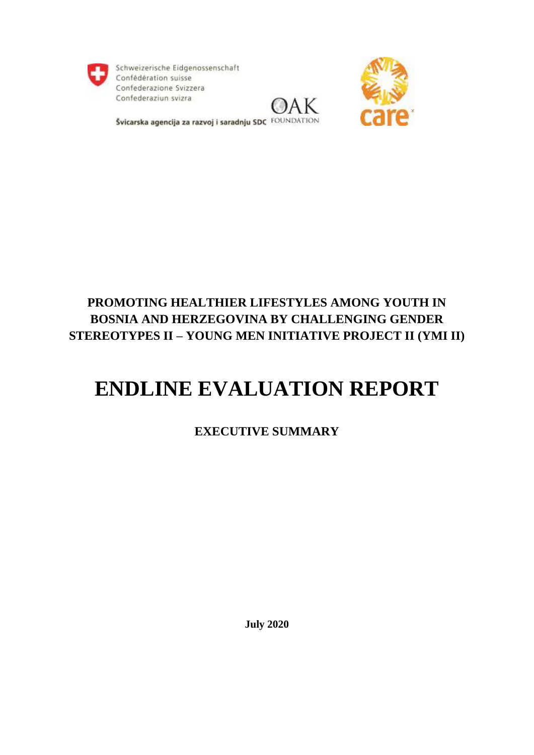Schweizerische Eidgenossenschaft
Confédération suisse
Confederazione Svizzera
Confederaziun svizra

Švicarska agencija za razvoj i saradnju SDC

OAK FOUNDATION

care

# PROMOTING HEALTHIER LIFESTYLES AMONG YOUTH IN BOSNIA AND HERZEGOVINA BY CHALLENGING GENDER STEREOTYPES II – YOUNG MEN INITIATIVE PROJECT II (YMI II)

# ENDLINE EVALUATION REPORT

## EXECUTIVE SUMMARY

**July 2020**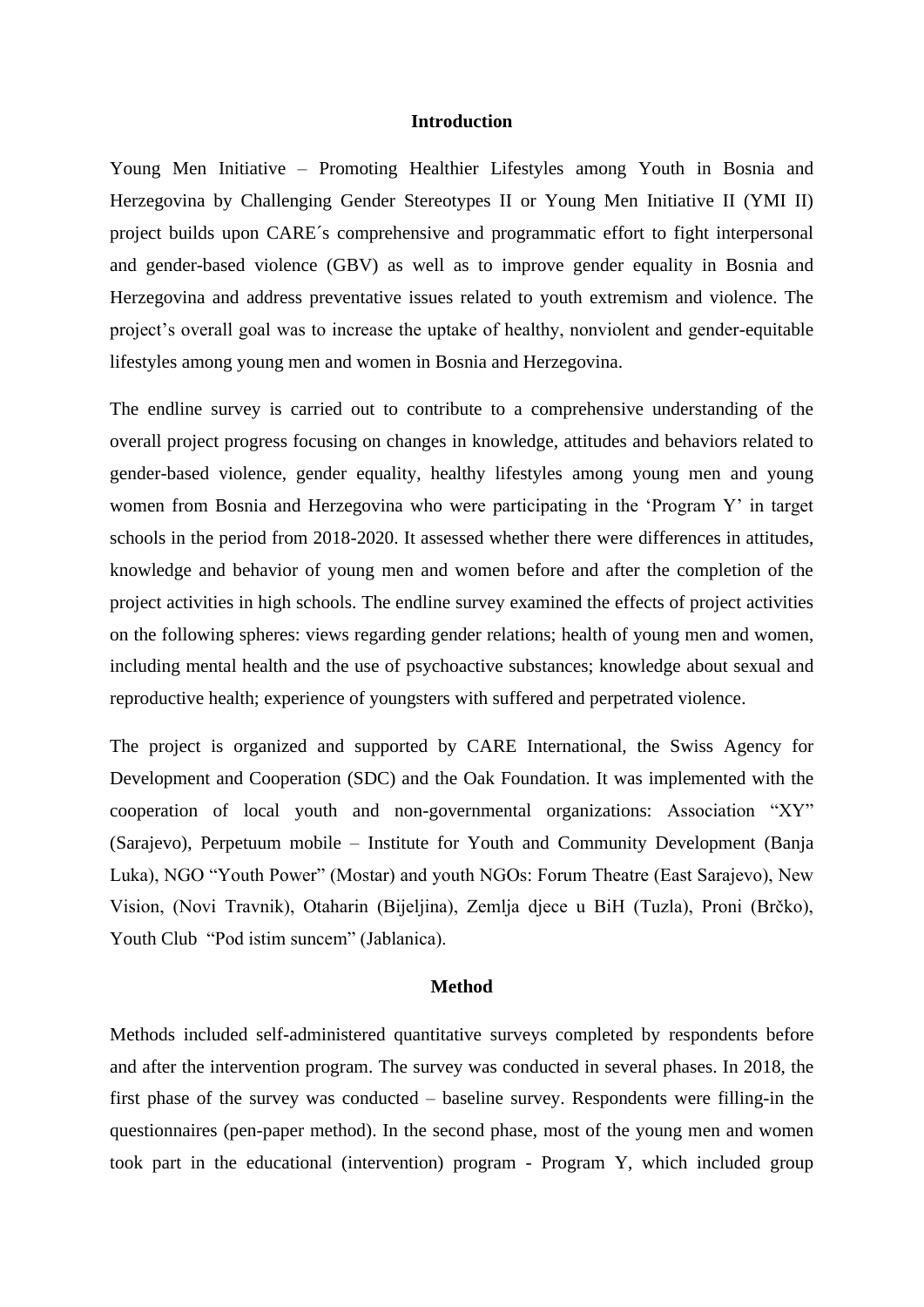## Introduction

Young Men Initiative – Promoting Healthier Lifestyles among Youth in Bosnia and Herzegovina by Challenging Gender Stereotypes II or Young Men Initiative II (YMI II) project builds upon CARE´s comprehensive and programmatic effort to fight interpersonal and gender-based violence (GBV) as well as to improve gender equality in Bosnia and Herzegovina and address preventative issues related to youth extremism and violence. The project's overall goal was to increase the uptake of healthy, nonviolent and gender-equitable lifestyles among young men and women in Bosnia and Herzegovina.

The endline survey is carried out to contribute to a comprehensive understanding of the overall project progress focusing on changes in knowledge, attitudes and behaviors related to gender-based violence, gender equality, healthy lifestyles among young men and young women from Bosnia and Herzegovina who were participating in the 'Program Y' in target schools in the period from 2018-2020. It assessed whether there were differences in attitudes, knowledge and behavior of young men and women before and after the completion of the project activities in high schools. The endline survey examined the effects of project activities on the following spheres: views regarding gender relations; health of young men and women, including mental health and the use of psychoactive substances; knowledge about sexual and reproductive health; experience of youngsters with suffered and perpetrated violence.

The project is organized and supported by CARE International, the Swiss Agency for Development and Cooperation (SDC) and the Oak Foundation. It was implemented with the cooperation of local youth and non-governmental organizations: Association "XY" (Sarajevo), Perpetuum mobile – Institute for Youth and Community Development (Banja Luka), NGO "Youth Power" (Mostar) and youth NGOs: Forum Theatre (East Sarajevo), New Vision, (Novi Travnik), Otaharin (Bijeljina), Zemlja djece u BiH (Tuzla), Proni (Brčko), Youth Club "Pod istim suncem" (Jablanica).

## Method

Methods included self-administered quantitative surveys completed by respondents before and after the intervention program. The survey was conducted in several phases. In 2018, the first phase of the survey was conducted – baseline survey. Respondents were filling-in the questionnaires (pen-paper method). In the second phase, most of the young men and women took part in the educational (intervention) program - Program Y, which included group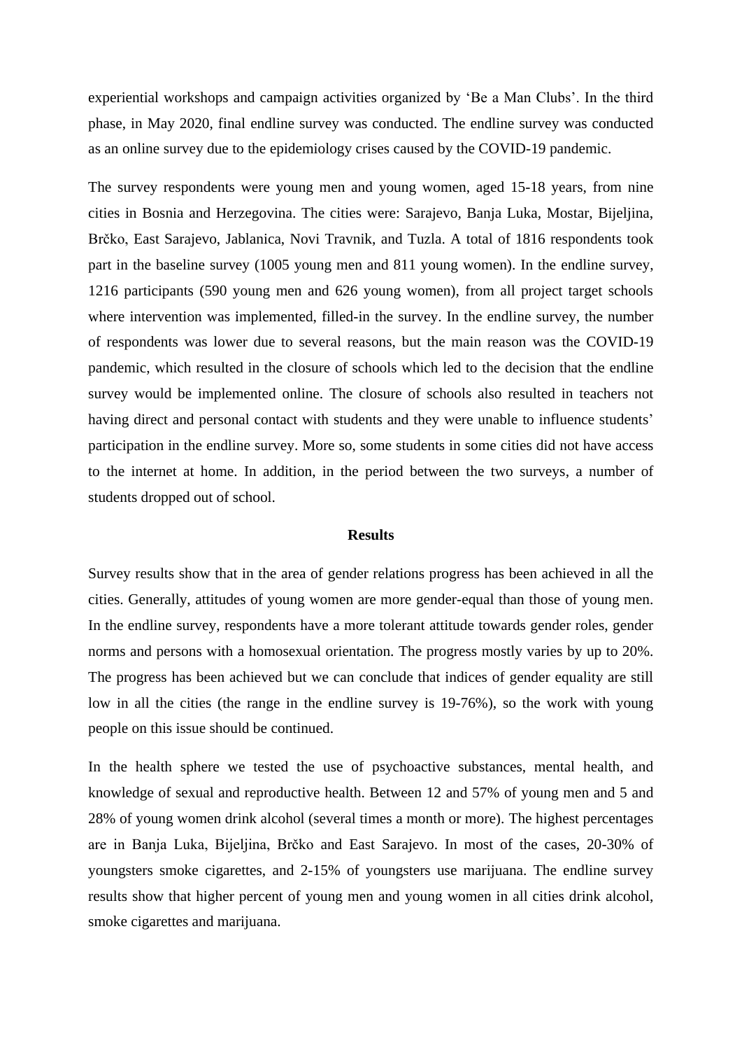experiential workshops and campaign activities organized by 'Be a Man Clubs'. In the third phase, in May 2020, final endline survey was conducted. The endline survey was conducted as an online survey due to the epidemiology crises caused by the COVID-19 pandemic.

The survey respondents were young men and young women, aged 15-18 years, from nine cities in Bosnia and Herzegovina. The cities were: Sarajevo, Banja Luka, Mostar, Bijeljina, Brčko, East Sarajevo, Jablanica, Novi Travnik, and Tuzla. A total of 1816 respondents took part in the baseline survey (1005 young men and 811 young women). In the endline survey, 1216 participants (590 young men and 626 young women), from all project target schools where intervention was implemented, filled-in the survey. In the endline survey, the number of respondents was lower due to several reasons, but the main reason was the COVID-19 pandemic, which resulted in the closure of schools which led to the decision that the endline survey would be implemented online. The closure of schools also resulted in teachers not having direct and personal contact with students and they were unable to influence students' participation in the endline survey. More so, some students in some cities did not have access to the internet at home. In addition, in the period between the two surveys, a number of students dropped out of school.

## Results

Survey results show that in the area of gender relations progress has been achieved in all the cities. Generally, attitudes of young women are more gender-equal than those of young men. In the endline survey, respondents have a more tolerant attitude towards gender roles, gender norms and persons with a homosexual orientation. The progress mostly varies by up to 20%. The progress has been achieved but we can conclude that indices of gender equality are still low in all the cities (the range in the endline survey is 19-76%), so the work with young people on this issue should be continued.

In the health sphere we tested the use of psychoactive substances, mental health, and knowledge of sexual and reproductive health. Between 12 and 57% of young men and 5 and 28% of young women drink alcohol (several times a month or more). The highest percentages are in Banja Luka, Bijeljina, Brčko and East Sarajevo. In most of the cases, 20-30% of youngsters smoke cigarettes, and 2-15% of youngsters use marijuana. The endline survey results show that higher percent of young men and young women in all cities drink alcohol, smoke cigarettes and marijuana.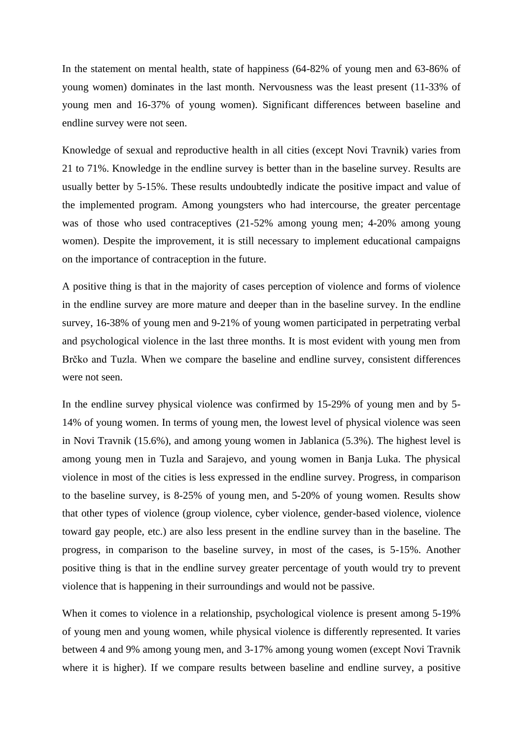In the statement on mental health, state of happiness (64-82% of young men and 63-86% of young women) dominates in the last month. Nervousness was the least present (11-33% of young men and 16-37% of young women). Significant differences between baseline and endline survey were not seen.

Knowledge of sexual and reproductive health in all cities (except Novi Travnik) varies from 21 to 71%. Knowledge in the endline survey is better than in the baseline survey. Results are usually better by 5-15%. These results undoubtedly indicate the positive impact and value of the implemented program. Among youngsters who had intercourse, the greater percentage was of those who used contraceptives (21-52% among young men; 4-20% among young women). Despite the improvement, it is still necessary to implement educational campaigns on the importance of contraception in the future.

A positive thing is that in the majority of cases perception of violence and forms of violence in the endline survey are more mature and deeper than in the baseline survey. In the endline survey, 16-38% of young men and 9-21% of young women participated in perpetrating verbal and psychological violence in the last three months. It is most evident with young men from Brčko and Tuzla. When we compare the baseline and endline survey, consistent differences were not seen.

In the endline survey physical violence was confirmed by 15-29% of young men and by 5-14% of young women. In terms of young men, the lowest level of physical violence was seen in Novi Travnik (15.6%), and among young women in Jablanica (5.3%). The highest level is among young men in Tuzla and Sarajevo, and young women in Banja Luka. The physical violence in most of the cities is less expressed in the endline survey. Progress, in comparison to the baseline survey, is 8-25% of young men, and 5-20% of young women. Results show that other types of violence (group violence, cyber violence, gender-based violence, violence toward gay people, etc.) are also less present in the endline survey than in the baseline. The progress, in comparison to the baseline survey, in most of the cases, is 5-15%. Another positive thing is that in the endline survey greater percentage of youth would try to prevent violence that is happening in their surroundings and would not be passive.

When it comes to violence in a relationship, psychological violence is present among 5-19% of young men and young women, while physical violence is differently represented. It varies between 4 and 9% among young men, and 3-17% among young women (except Novi Travnik where it is higher). If we compare results between baseline and endline survey, a positive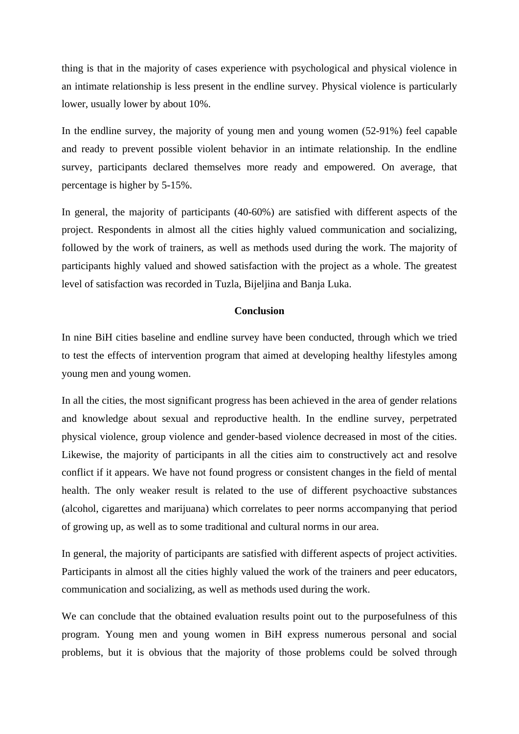thing is that in the majority of cases experience with psychological and physical violence in an intimate relationship is less present in the endline survey. Physical violence is particularly lower, usually lower by about 10%.

In the endline survey, the majority of young men and young women (52-91%) feel capable and ready to prevent possible violent behavior in an intimate relationship. In the endline survey, participants declared themselves more ready and empowered. On average, that percentage is higher by 5-15%.

In general, the majority of participants (40-60%) are satisfied with different aspects of the project. Respondents in almost all the cities highly valued communication and socializing, followed by the work of trainers, as well as methods used during the work. The majority of participants highly valued and showed satisfaction with the project as a whole. The greatest level of satisfaction was recorded in Tuzla, Bijeljina and Banja Luka.

## Conclusion

In nine BiH cities baseline and endline survey have been conducted, through which we tried to test the effects of intervention program that aimed at developing healthy lifestyles among young men and young women.

In all the cities, the most significant progress has been achieved in the area of gender relations and knowledge about sexual and reproductive health. In the endline survey, perpetrated physical violence, group violence and gender-based violence decreased in most of the cities. Likewise, the majority of participants in all the cities aim to constructively act and resolve conflict if it appears. We have not found progress or consistent changes in the field of mental health. The only weaker result is related to the use of different psychoactive substances (alcohol, cigarettes and marijuana) which correlates to peer norms accompanying that period of growing up, as well as to some traditional and cultural norms in our area.

In general, the majority of participants are satisfied with different aspects of project activities. Participants in almost all the cities highly valued the work of the trainers and peer educators, communication and socializing, as well as methods used during the work.

We can conclude that the obtained evaluation results point out to the purposefulness of this program. Young men and young women in BiH express numerous personal and social problems, but it is obvious that the majority of those problems could be solved through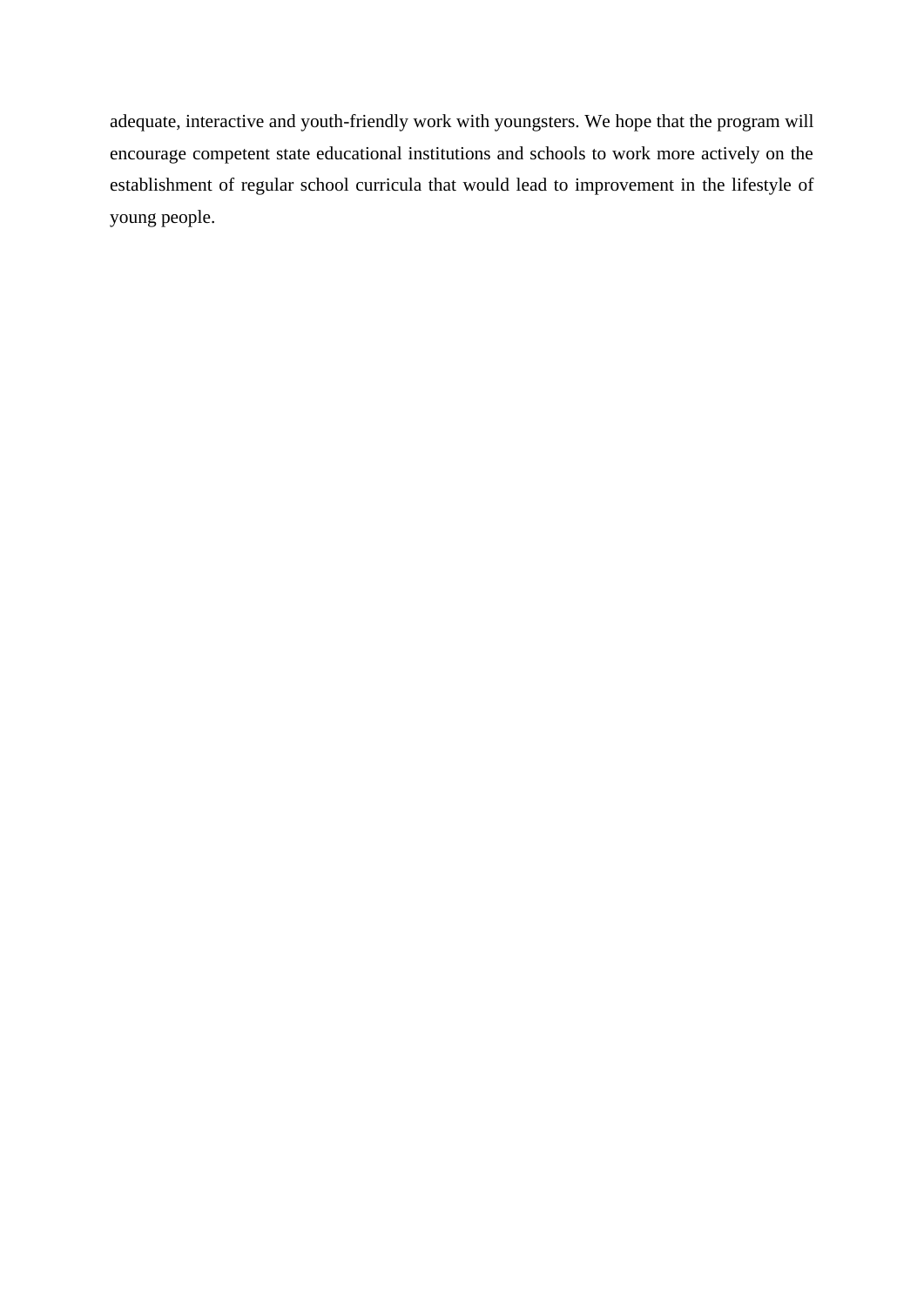adequate, interactive and youth-friendly work with youngsters. We hope that the program will encourage competent state educational institutions and schools to work more actively on the establishment of regular school curricula that would lead to improvement in the lifestyle of young people.